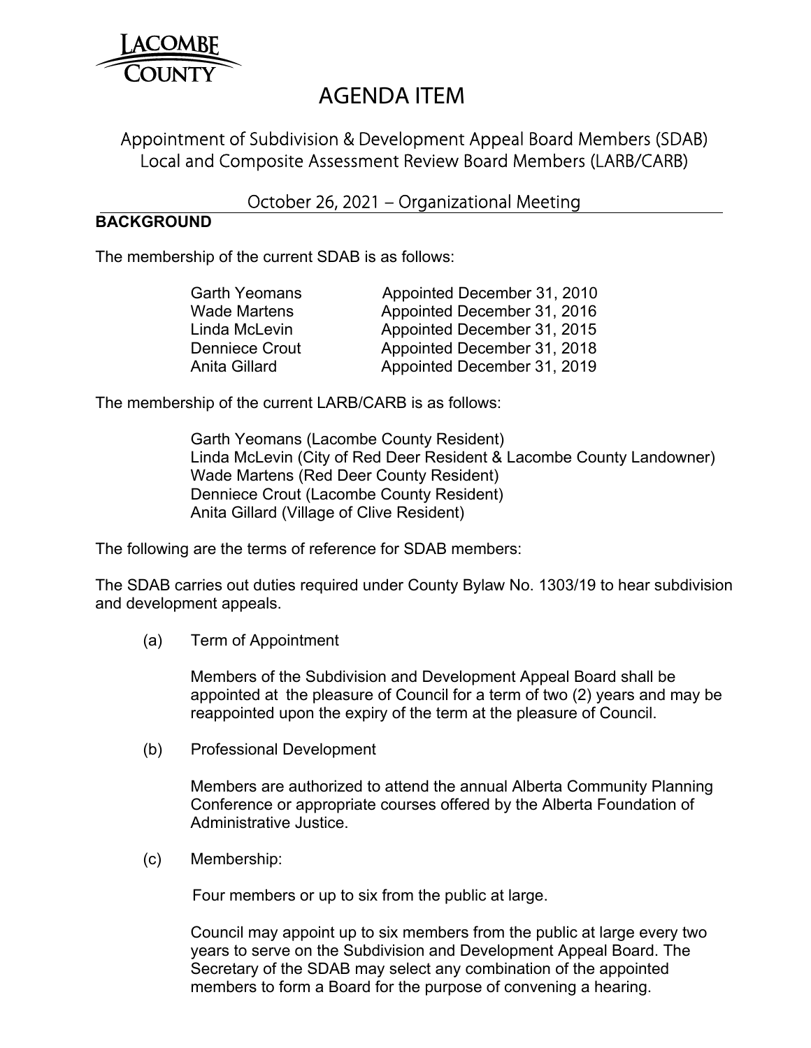# AGENDA ITEM

## Appointment of Subdivision & Development Appeal Board Members (SDAB) Local and Composite Assessment Review Board Members (LARB/CARB)

### October 26, 2021 – Organizational Meeting

**BACKGROUND**

The membership of the current SDAB is as follows:

| | |
|---|---|
| Garth Yeomans | Appointed December 31, 2010 |
| Wade Martens | Appointed December 31, 2016 |
| Linda McLevin | Appointed December 31, 2015 |
| Denniece Crout | Appointed December 31, 2018 |
| Anita Gillard | Appointed December 31, 2019 |

The membership of the current LARB/CARB is as follows:

Garth Yeomans (Lacombe County Resident)
Linda McLevin (City of Red Deer Resident & Lacombe County Landowner)
Wade Martens (Red Deer County Resident)
Denniece Crout (Lacombe County Resident)
Anita Gillard (Village of Clive Resident)

The following are the terms of reference for SDAB members:

The SDAB carries out duties required under County Bylaw No. 1303/19 to hear subdivision and development appeals.

(a) Term of Appointment

Members of the Subdivision and Development Appeal Board shall be appointed at the pleasure of Council for a term of two (2) years and may be reappointed upon the expiry of the term at the pleasure of Council.

(b) Professional Development

Members are authorized to attend the annual Alberta Community Planning Conference or appropriate courses offered by the Alberta Foundation of Administrative Justice.

(c) Membership:

Four members or up to six from the public at large.

Council may appoint up to six members from the public at large every two years to serve on the Subdivision and Development Appeal Board. The Secretary of the SDAB may select any combination of the appointed members to form a Board for the purpose of convening a hearing.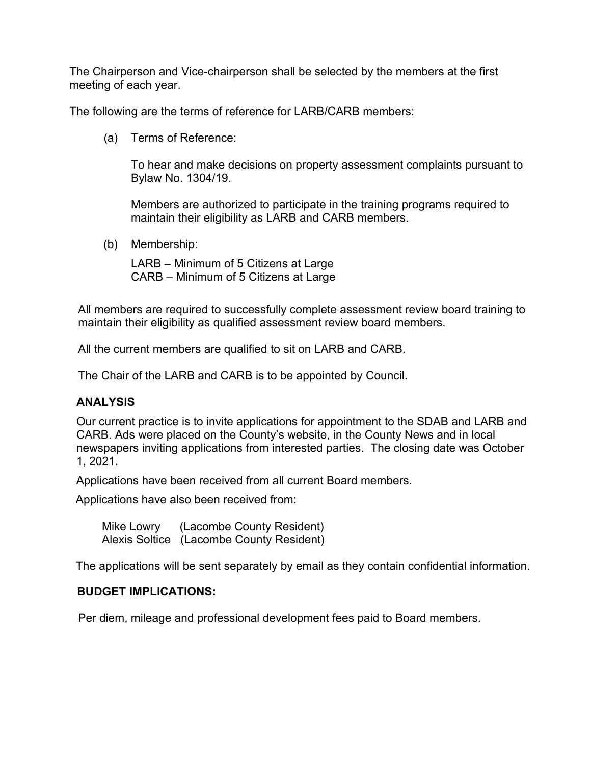The Chairperson and Vice-chairperson shall be selected by the members at the first meeting of each year.

The following are the terms of reference for LARB/CARB members:

(a) Terms of Reference:

To hear and make decisions on property assessment complaints pursuant to Bylaw No. 1304/19.

Members are authorized to participate in the training programs required to maintain their eligibility as LARB and CARB members.

(b) Membership:

LARB – Minimum of 5 Citizens at Large
CARB – Minimum of 5 Citizens at Large

All members are required to successfully complete assessment review board training to maintain their eligibility as qualified assessment review board members.

All the current members are qualified to sit on LARB and CARB.

The Chair of the LARB and CARB is to be appointed by Council.

## ANALYSIS

Our current practice is to invite applications for appointment to the SDAB and LARB and CARB. Ads were placed on the County's website, in the County News and in local newspapers inviting applications from interested parties. The closing date was October 1, 2021.

Applications have been received from all current Board members.

Applications have also been received from:

Mike Lowry (Lacombe County Resident)
Alexis Soltice (Lacombe County Resident)

The applications will be sent separately by email as they contain confidential information.

## BUDGET IMPLICATIONS:

Per diem, mileage and professional development fees paid to Board members.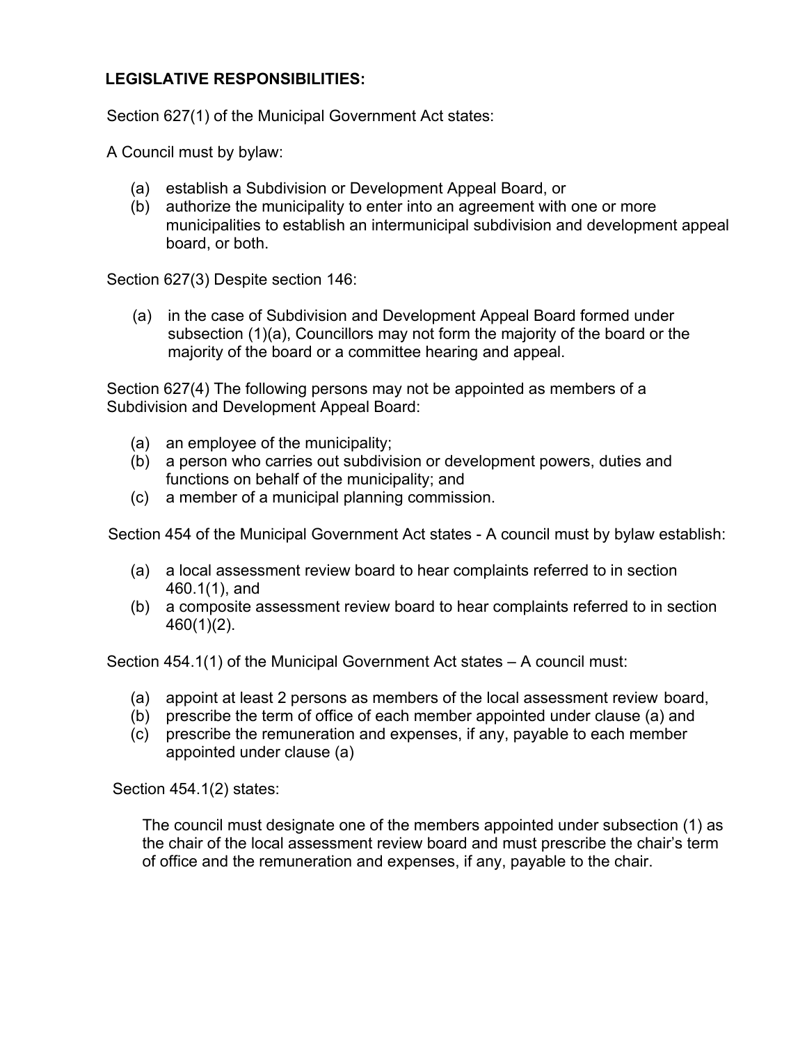## LEGISLATIVE RESPONSIBILITIES:

Section 627(1) of the Municipal Government Act states:

A Council must by bylaw:

(a) establish a Subdivision or Development Appeal Board, or
(b) authorize the municipality to enter into an agreement with one or more municipalities to establish an intermunicipal subdivision and development appeal board, or both.

Section 627(3) Despite section 146:

(a) in the case of Subdivision and Development Appeal Board formed under subsection (1)(a), Councillors may not form the majority of the board or the majority of the board or a committee hearing and appeal.

Section 627(4) The following persons may not be appointed as members of a Subdivision and Development Appeal Board:

(a) an employee of the municipality;
(b) a person who carries out subdivision or development powers, duties and functions on behalf of the municipality; and
(c) a member of a municipal planning commission.

Section 454 of the Municipal Government Act states - A council must by bylaw establish:

(a) a local assessment review board to hear complaints referred to in section 460.1(1), and
(b) a composite assessment review board to hear complaints referred to in section 460(1)(2).

Section 454.1(1) of the Municipal Government Act states – A council must:

(a) appoint at least 2 persons as members of the local assessment review board,
(b) prescribe the term of office of each member appointed under clause (a) and
(c) prescribe the remuneration and expenses, if any, payable to each member appointed under clause (a)

Section 454.1(2) states:

The council must designate one of the members appointed under subsection (1) as the chair of the local assessment review board and must prescribe the chair's term of office and the remuneration and expenses, if any, payable to the chair.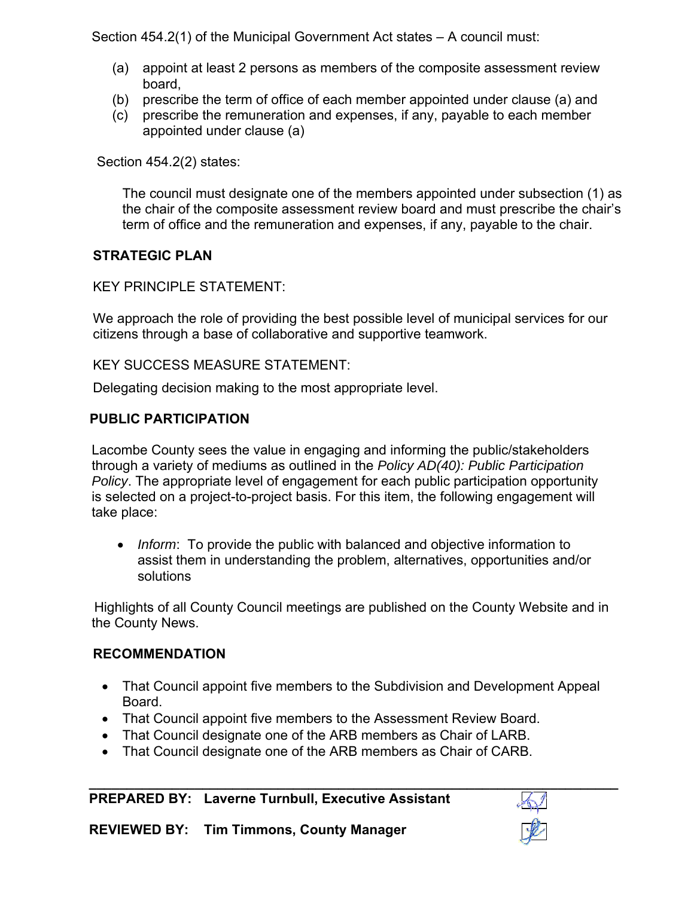Section 454.2(1) of the Municipal Government Act states – A council must:

- (a) appoint at least 2 persons as members of the composite assessment review board,
- (b) prescribe the term of office of each member appointed under clause (a) and
- (c) prescribe the remuneration and expenses, if any, payable to each member appointed under clause (a)

Section 454.2(2) states:

The council must designate one of the members appointed under subsection (1) as the chair of the composite assessment review board and must prescribe the chair's term of office and the remuneration and expenses, if any, payable to the chair.

**STRATEGIC PLAN**

KEY PRINCIPLE STATEMENT:

We approach the role of providing the best possible level of municipal services for our citizens through a base of collaborative and supportive teamwork.

KEY SUCCESS MEASURE STATEMENT:

Delegating decision making to the most appropriate level.

**PUBLIC PARTICIPATION**

Lacombe County sees the value in engaging and informing the public/stakeholders through a variety of mediums as outlined in the *Policy AD(40): Public Participation Policy*. The appropriate level of engagement for each public participation opportunity is selected on a project-to-project basis. For this item, the following engagement will take place:

- *Inform*: To provide the public with balanced and objective information to assist them in understanding the problem, alternatives, opportunities and/or solutions

Highlights of all County Council meetings are published on the County Website and in the County News.

**RECOMMENDATION**

- That Council appoint five members to the Subdivision and Development Appeal Board.
- That Council appoint five members to the Assessment Review Board.
- That Council designate one of the ARB members as Chair of LARB.
- That Council designate one of the ARB members as Chair of CARB.

---

**PREPARED BY: Laverne Turnbull, Executive Assistant**

**REVIEWED BY: Tim Timmons, County Manager**